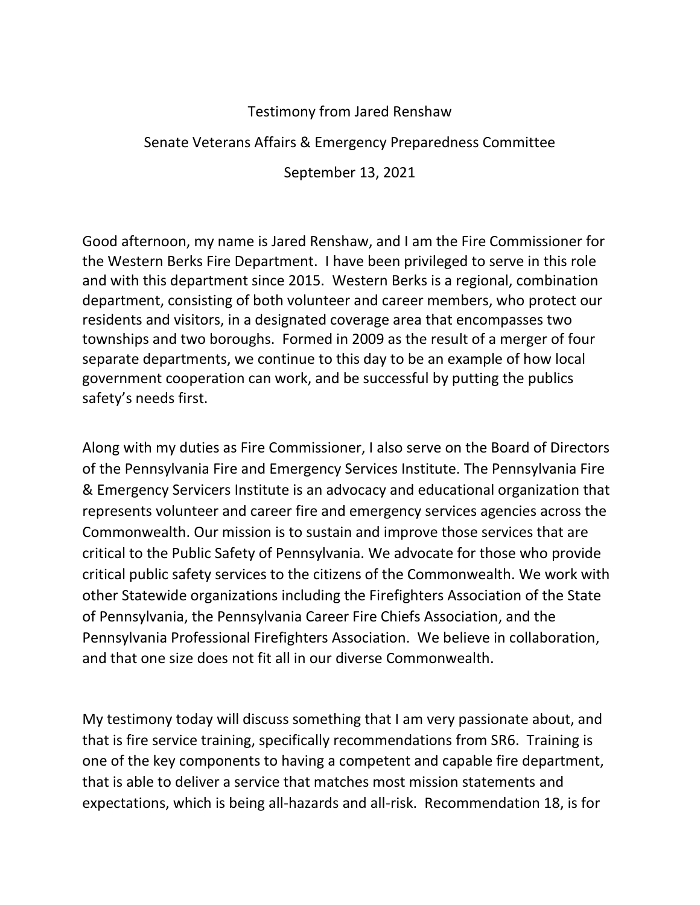Testimony from Jared Renshaw

Senate Veterans Affairs & Emergency Preparedness Committee

September 13, 2021

Good afternoon, my name is Jared Renshaw, and I am the Fire Commissioner for the Western Berks Fire Department. I have been privileged to serve in this role and with this department since 2015. Western Berks is a regional, combination department, consisting of both volunteer and career members, who protect our residents and visitors, in a designated coverage area that encompasses two townships and two boroughs. Formed in 2009 as the result of a merger of four separate departments, we continue to this day to be an example of how local government cooperation can work, and be successful by putting the publics safety's needs first.

Along with my duties as Fire Commissioner, I also serve on the Board of Directors of the Pennsylvania Fire and Emergency Services Institute. The Pennsylvania Fire & Emergency Servicers Institute is an advocacy and educational organization that represents volunteer and career fire and emergency services agencies across the Commonwealth. Our mission is to sustain and improve those services that are critical to the Public Safety of Pennsylvania. We advocate for those who provide critical public safety services to the citizens of the Commonwealth. We work with other Statewide organizations including the Firefighters Association of the State of Pennsylvania, the Pennsylvania Career Fire Chiefs Association, and the Pennsylvania Professional Firefighters Association. We believe in collaboration, and that one size does not fit all in our diverse Commonwealth.

My testimony today will discuss something that I am very passionate about, and that is fire service training, specifically recommendations from SR6. Training is one of the key components to having a competent and capable fire department, that is able to deliver a service that matches most mission statements and expectations, which is being all-hazards and all-risk. Recommendation 18, is for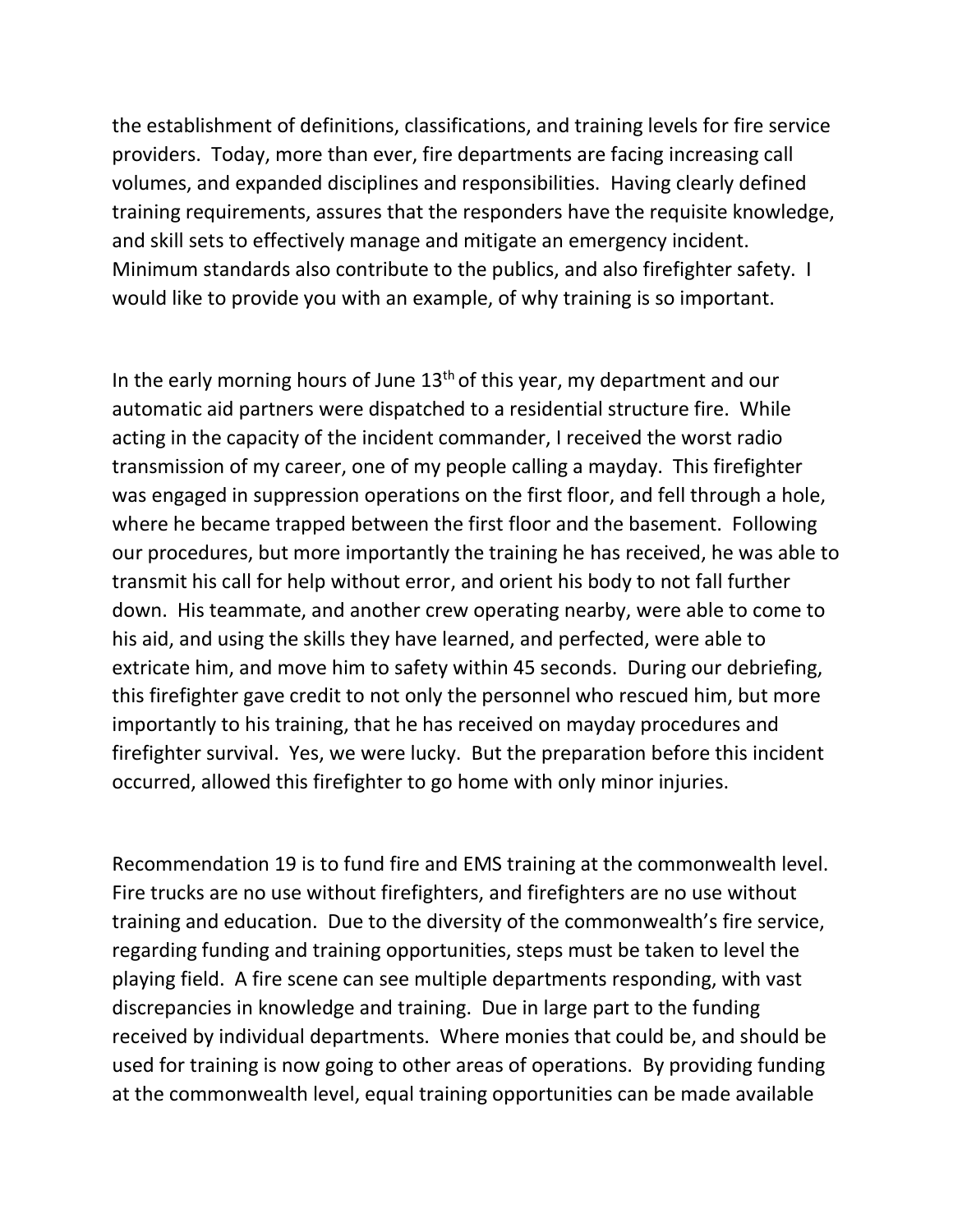the establishment of definitions, classifications, and training levels for fire service providers. Today, more than ever, fire departments are facing increasing call volumes, and expanded disciplines and responsibilities. Having clearly defined training requirements, assures that the responders have the requisite knowledge, and skill sets to effectively manage and mitigate an emergency incident. Minimum standards also contribute to the publics, and also firefighter safety. I would like to provide you with an example, of why training is so important.

In the early morning hours of June 13th of this year, my department and our automatic aid partners were dispatched to a residential structure fire. While acting in the capacity of the incident commander, I received the worst radio transmission of my career, one of my people calling a mayday. This firefighter was engaged in suppression operations on the first floor, and fell through a hole, where he became trapped between the first floor and the basement. Following our procedures, but more importantly the training he has received, he was able to transmit his call for help without error, and orient his body to not fall further down. His teammate, and another crew operating nearby, were able to come to his aid, and using the skills they have learned, and perfected, were able to extricate him, and move him to safety within 45 seconds. During our debriefing, this firefighter gave credit to not only the personnel who rescued him, but more importantly to his training, that he has received on mayday procedures and firefighter survival. Yes, we were lucky. But the preparation before this incident occurred, allowed this firefighter to go home with only minor injuries.

Recommendation 19 is to fund fire and EMS training at the commonwealth level. Fire trucks are no use without firefighters, and firefighters are no use without training and education. Due to the diversity of the commonwealth's fire service, regarding funding and training opportunities, steps must be taken to level the playing field. A fire scene can see multiple departments responding, with vast discrepancies in knowledge and training. Due in large part to the funding received by individual departments. Where monies that could be, and should be used for training is now going to other areas of operations. By providing funding at the commonwealth level, equal training opportunities can be made available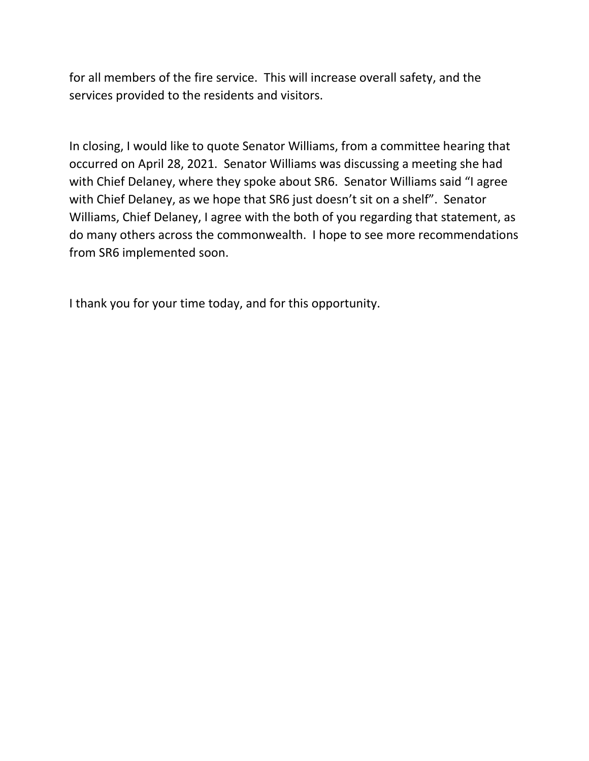for all members of the fire service. This will increase overall safety, and the services provided to the residents and visitors.

In closing, I would like to quote Senator Williams, from a committee hearing that occurred on April 28, 2021. Senator Williams was discussing a meeting she had with Chief Delaney, where they spoke about SR6. Senator Williams said "I agree with Chief Delaney, as we hope that SR6 just doesn't sit on a shelf". Senator Williams, Chief Delaney, I agree with the both of you regarding that statement, as do many others across the commonwealth. I hope to see more recommendations from SR6 implemented soon.

I thank you for your time today, and for this opportunity.